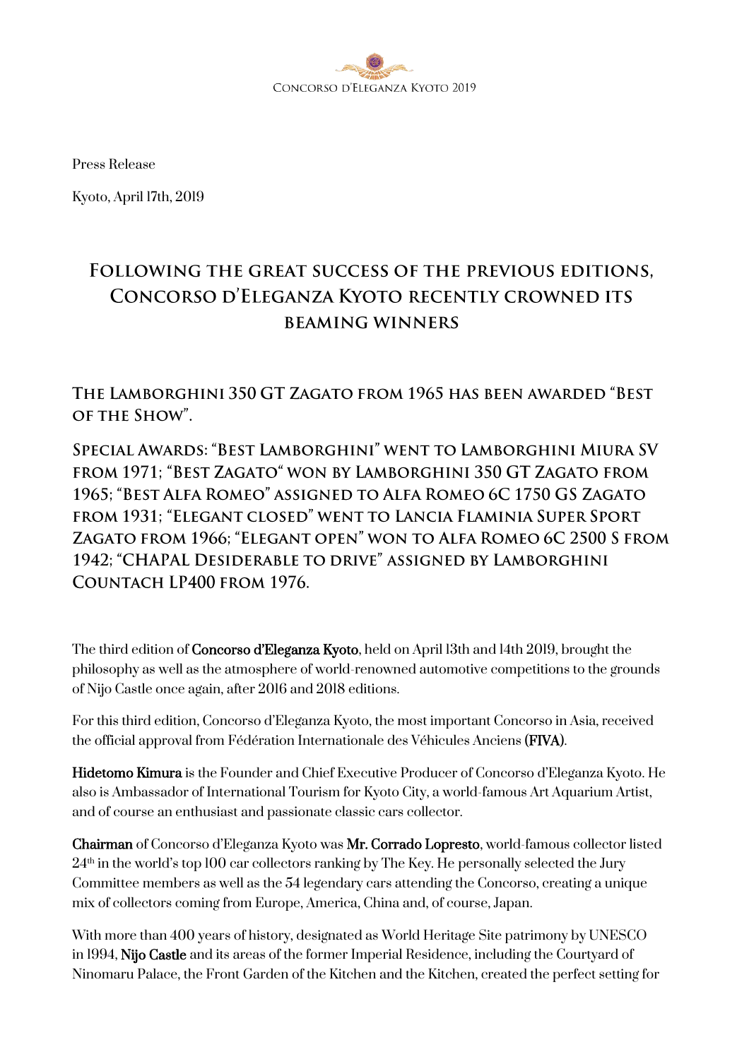Press Release

Kyoto, April 17th, 2019

# Following the great success of the previous editions, Concorso d'Eleganza Kyoto recently crowned its beaming winners

## The Lamborghini 350 GT Zagato from 1965 has been awarded "Best of the Show".

## Special Awards: "Best Lamborghini" went to Lamborghini Miura SV from 1971; "Best Zagato" won by Lamborghini 350 GT Zagato from 1965; "Best Alfa Romeo" assigned to Alfa Romeo 6C 1750 GS Zagato from 1931; "Elegant closed" went to Lancia Flaminia Super Sport Zagato from 1966; "Elegant open" won to Alfa Romeo 6C 2500 S from 1942; "CHAPAL Desiderable to drive" assigned by Lamborghini Countach LP400 from 1976.

The third edition of **Concorso d'Eleganza Kyoto**, held on April 13th and 14th 2019, brought the philosophy as well as the atmosphere of world-renowned automotive competitions to the grounds of Nijo Castle once again, after 2016 and 2018 editions.

For this third edition, Concorso d'Eleganza Kyoto, the most important Concorso in Asia, received the official approval from Fédération Internationale des Véhicules Anciens **(FIVA)**.

**Hidetomo Kimura** is the Founder and Chief Executive Producer of Concorso d'Eleganza Kyoto. He also is Ambassador of International Tourism for Kyoto City, a world-famous Art Aquarium Artist, and of course an enthusiast and passionate classic cars collector.

**Chairman** of Concorso d'Eleganza Kyoto was **Mr. Corrado Lopresto**, world-famous collector listed 24th in the world's top 100 car collectors ranking by The Key. He personally selected the Jury Committee members as well as the 54 legendary cars attending the Concorso, creating a unique mix of collectors coming from Europe, America, China and, of course, Japan.

With more than 400 years of history, designated as World Heritage Site patrimony by UNESCO in 1994, **Nijo Castle** and its areas of the former Imperial Residence, including the Courtyard of Ninomaru Palace, the Front Garden of the Kitchen and the Kitchen, created the perfect setting for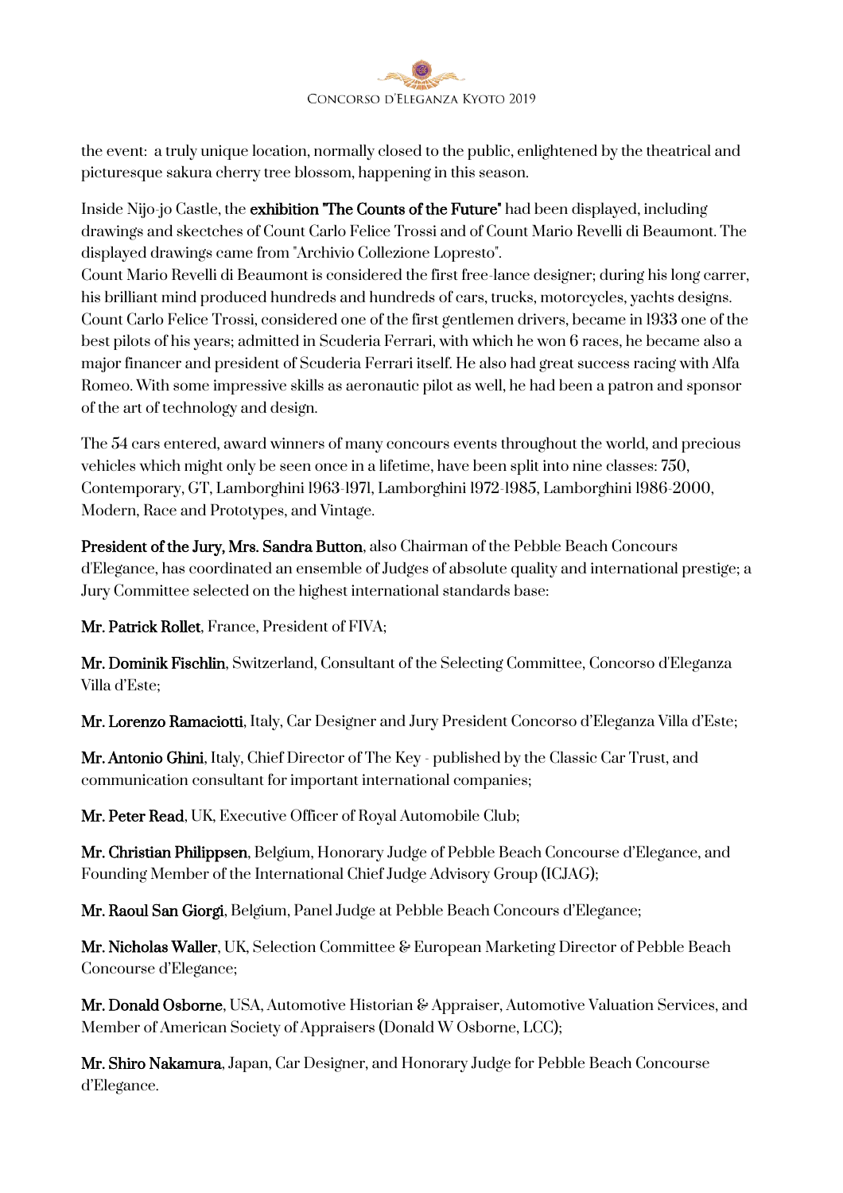the event: a truly unique location, normally closed to the public, enlightened by the theatrical and picturesque sakura cherry tree blossom, happening in this season.

Inside Nijo-jo Castle, the **exhibition "The Counts of the Future"** had been displayed, including drawings and skectches of Count Carlo Felice Trossi and of Count Mario Revelli di Beaumont. The displayed drawings came from "Archivio Collezione Lopresto".

Count Mario Revelli di Beaumont is considered the first free-lance designer; during his long carrer, his brilliant mind produced hundreds and hundreds of cars, trucks, motorcycles, yachts designs. Count Carlo Felice Trossi, considered one of the first gentlemen drivers, became in 1933 one of the best pilots of his years; admitted in Scuderia Ferrari, with which he won 6 races, he became also a major financer and president of Scuderia Ferrari itself. He also had great success racing with Alfa Romeo. With some impressive skills as aeronautic pilot as well, he had been a patron and sponsor of the art of technology and design.

The 54 cars entered, award winners of many concours events throughout the world, and precious vehicles which might only be seen once in a lifetime, have been split into nine classes: 750, Contemporary, GT, Lamborghini 1963-1971, Lamborghini 1972-1985, Lamborghini 1986-2000, Modern, Race and Prototypes, and Vintage.

**President of the Jury, Mrs. Sandra Button**, also Chairman of the Pebble Beach Concours d'Elegance, has coordinated an ensemble of Judges of absolute quality and international prestige; a Jury Committee selected on the highest international standards base:

**Mr. Patrick Rollet**, France, President of FIVA;

**Mr. Dominik Fischlin**, Switzerland, Consultant of the Selecting Committee, Concorso d'Eleganza Villa d'Este;

**Mr. Lorenzo Ramaciotti**, Italy, Car Designer and Jury President Concorso d'Eleganza Villa d'Este;

**Mr. Antonio Ghini**, Italy, Chief Director of The Key - published by the Classic Car Trust, and communication consultant for important international companies;

**Mr. Peter Read**, UK, Executive Officer of Royal Automobile Club;

**Mr. Christian Philippsen**, Belgium, Honorary Judge of Pebble Beach Concourse d'Elegance, and Founding Member of the International Chief Judge Advisory Group (ICJAG);

**Mr. Raoul San Giorgi**, Belgium, Panel Judge at Pebble Beach Concours d'Elegance;

**Mr. Nicholas Waller**, UK, Selection Committee & European Marketing Director of Pebble Beach Concourse d'Elegance;

**Mr. Donald Osborne**, USA, Automotive Historian & Appraiser, Automotive Valuation Services, and Member of American Society of Appraisers (Donald W Osborne, LCC);

**Mr. Shiro Nakamura**, Japan, Car Designer, and Honorary Judge for Pebble Beach Concourse d'Elegance.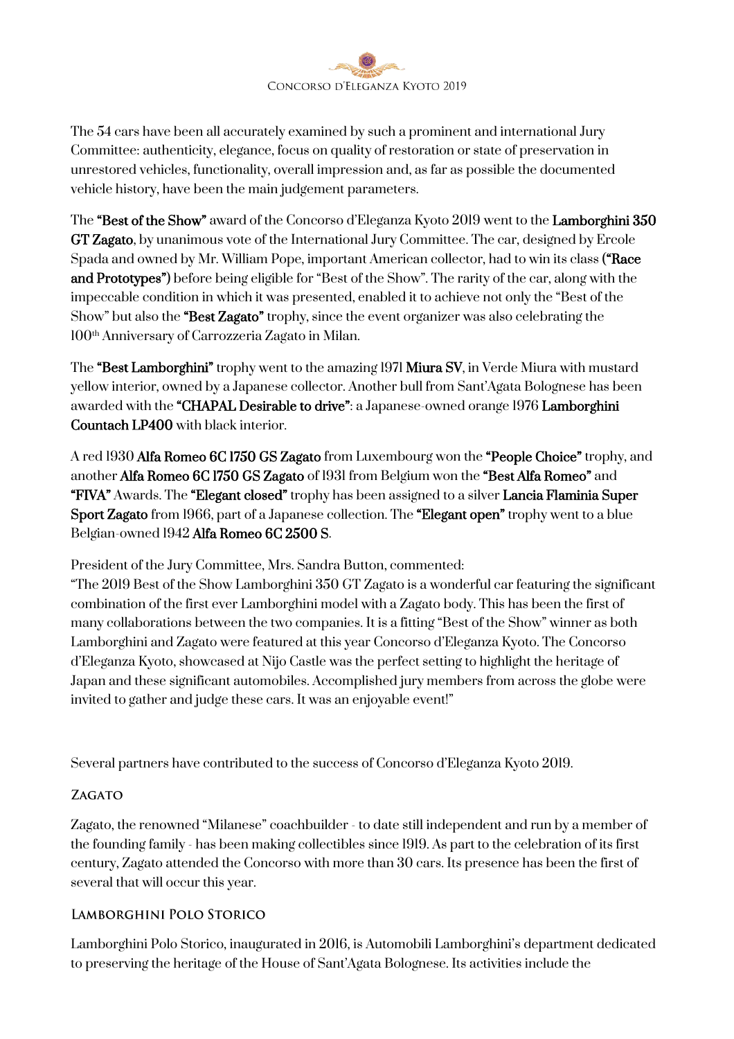The 54 cars have been all accurately examined by such a prominent and international Jury Committee: authenticity, elegance, focus on quality of restoration or state of preservation in unrestored vehicles, functionality, overall impression and, as far as possible the documented vehicle history, have been the main judgement parameters.

The **"Best of the Show"** award of the Concorso d'Eleganza Kyoto 2019 went to the **Lamborghini 350 GT Zagato**, by unanimous vote of the International Jury Committee. The car, designed by Ercole Spada and owned by Mr. William Pope, important American collector, had to win its class **("Race and Prototypes")** before being eligible for "Best of the Show". The rarity of the car, along with the impeccable condition in which it was presented, enabled it to achieve not only the "Best of the Show" but also the **"Best Zagato"** trophy, since the event organizer was also celebrating the 100th Anniversary of Carrozzeria Zagato in Milan.

The **"Best Lamborghini"** trophy went to the amazing 1971 **Miura SV**, in Verde Miura with mustard yellow interior, owned by a Japanese collector. Another bull from Sant'Agata Bolognese has been awarded with the **"CHAPAL Desirable to drive"**: a Japanese-owned orange 1976 **Lamborghini Countach LP400** with black interior.

A red 1930 **Alfa Romeo 6C 1750 GS Zagato** from Luxembourg won the **"People Choice"** trophy, and another **Alfa Romeo 6C 1750 GS Zagato** of 1931 from Belgium won the **"Best Alfa Romeo"** and **"FIVA"** Awards. The **"Elegant closed"** trophy has been assigned to a silver **Lancia Flaminia Super Sport Zagato** from 1966, part of a Japanese collection. The **"Elegant open"** trophy went to a blue Belgian-owned 1942 **Alfa Romeo 6C 2500 S**.

President of the Jury Committee, Mrs. Sandra Button, commented:
"The 2019 Best of the Show Lamborghini 350 GT Zagato is a wonderful car featuring the significant combination of the first ever Lamborghini model with a Zagato body. This has been the first of many collaborations between the two companies. It is a fitting "Best of the Show" winner as both Lamborghini and Zagato were featured at this year Concorso d'Eleganza Kyoto. The Concorso d'Eleganza Kyoto, showcased at Nijo Castle was the perfect setting to highlight the heritage of Japan and these significant automobiles. Accomplished jury members from across the globe were invited to gather and judge these cars. It was an enjoyable event!"

Several partners have contributed to the success of Concorso d'Eleganza Kyoto 2019.

## Zagato

Zagato, the renowned "Milanese" coachbuilder - to date still independent and run by a member of the founding family - has been making collectibles since 1919. As part to the celebration of its first century, Zagato attended the Concorso with more than 30 cars. Its presence has been the first of several that will occur this year.

## Lamborghini Polo Storico

Lamborghini Polo Storico, inaugurated in 2016, is Automobili Lamborghini's department dedicated to preserving the heritage of the House of Sant'Agata Bolognese. Its activities include the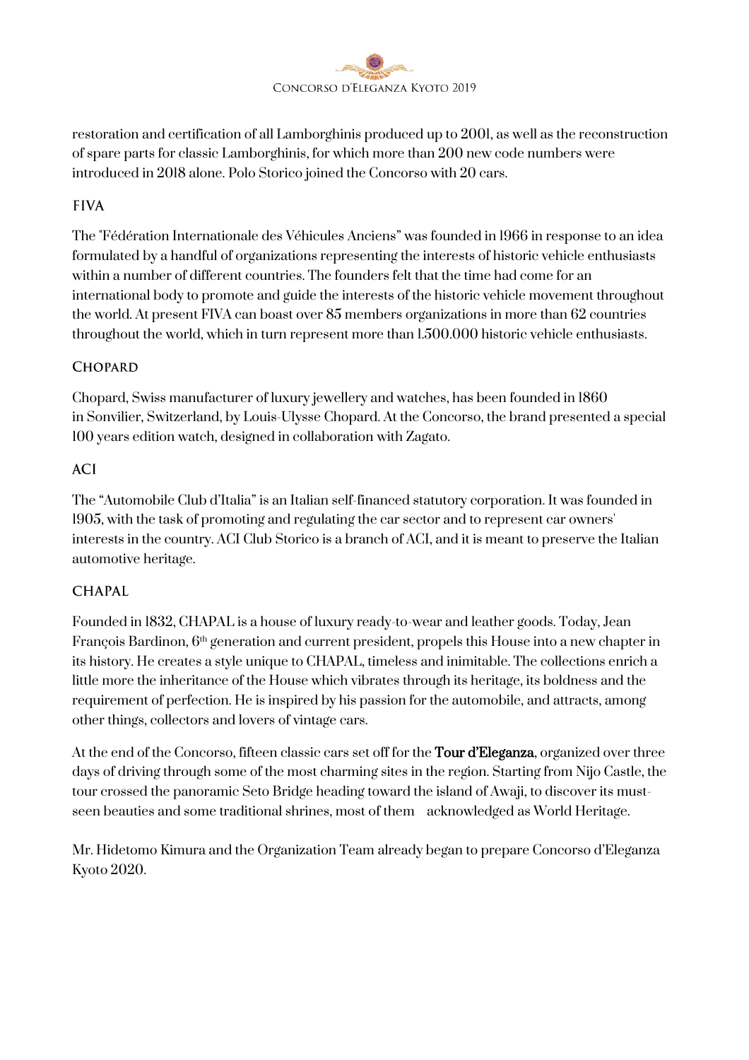restoration and certification of all Lamborghinis produced up to 2001, as well as the reconstruction of spare parts for classic Lamborghinis, for which more than 200 new code numbers were introduced in 2018 alone. Polo Storico joined the Concorso with 20 cars.

### FIVA

The "Fédération Internationale des Véhicules Anciens" was founded in 1966 in response to an idea formulated by a handful of organizations representing the interests of historic vehicle enthusiasts within a number of different countries. The founders felt that the time had come for an international body to promote and guide the interests of the historic vehicle movement throughout the world. At present FIVA can boast over 85 members organizations in more than 62 countries throughout the world, which in turn represent more than 1.500.000 historic vehicle enthusiasts.

### CHOPARD

Chopard, Swiss manufacturer of luxury jewellery and watches, has been founded in 1860 in Sonvilier, Switzerland, by Louis-Ulysse Chopard. At the Concorso, the brand presented a special 100 years edition watch, designed in collaboration with Zagato.

### ACI

The "Automobile Club d'Italia" is an Italian self-financed statutory corporation. It was founded in 1905, with the task of promoting and regulating the car sector and to represent car owners' interests in the country. ACI Club Storico is a branch of ACI, and it is meant to preserve the Italian automotive heritage.

### CHAPAL

Founded in 1832, CHAPAL is a house of luxury ready-to-wear and leather goods. Today, Jean François Bardinon, 6th generation and current president, propels this House into a new chapter in its history. He creates a style unique to CHAPAL, timeless and inimitable. The collections enrich a little more the inheritance of the House which vibrates through its heritage, its boldness and the requirement of perfection. He is inspired by his passion for the automobile, and attracts, among other things, collectors and lovers of vintage cars.

At the end of the Concorso, fifteen classic cars set off for the **Tour d'Eleganza**, organized over three days of driving through some of the most charming sites in the region. Starting from Nijo Castle, the tour crossed the panoramic Seto Bridge heading toward the island of Awaji, to discover its must-seen beauties and some traditional shrines, most of them acknowledged as World Heritage.

Mr. Hidetomo Kimura and the Organization Team already began to prepare Concorso d'Eleganza Kyoto 2020.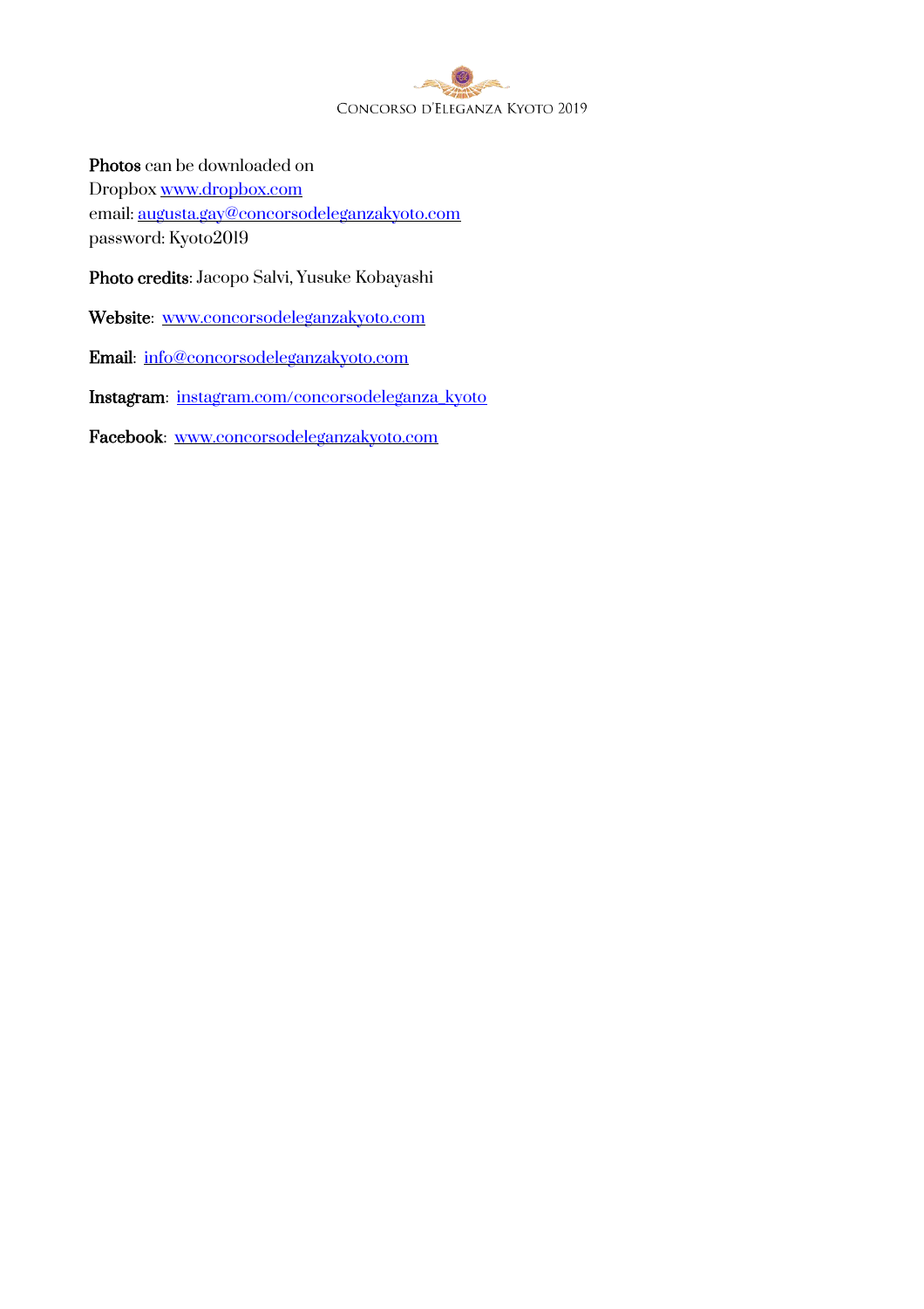**Photos** can be downloaded on
Dropbox www.dropbox.com
email: augusta.gay@concorsodeleganzakyoto.com
password: Kyoto2019

**Photo credits**: Jacopo Salvi, Yusuke Kobayashi

**Website**: www.concorsodeleganzakyoto.com

**Email**: info@concorsodeleganzakyoto.com

**Instagram**: instagram.com/concorsodeleganza_kyoto

**Facebook**: www.concorsodeleganzakyoto.com